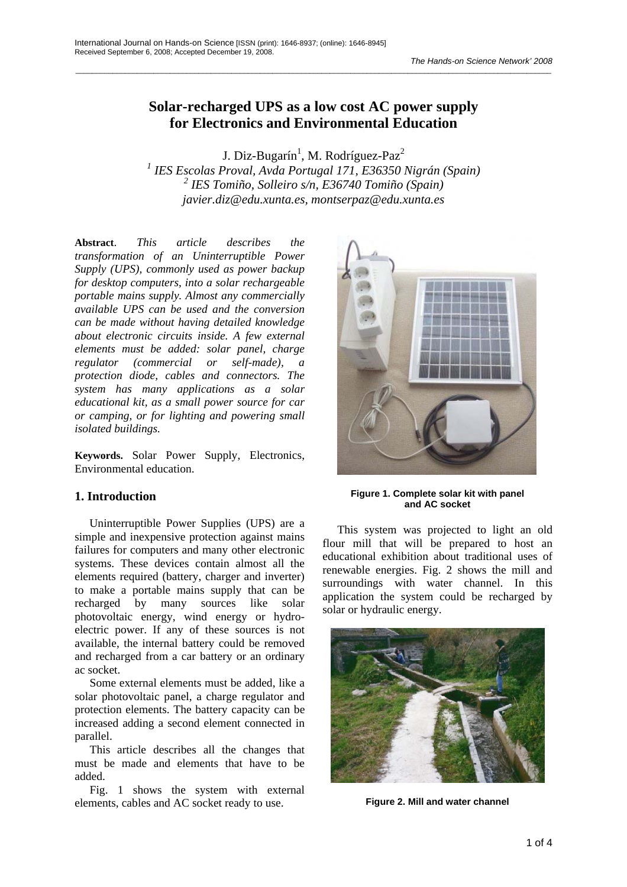# Solar-recharged UPS as a low cost AC power supply for Electronics and Environmental Education

J. Diz-Bugarín[1], M. Rodríguez-Paz[2]

[1] *IES Escolas Proval, Avda Portugal 171, E36350 Nigrán (Spain)*
[2] *IES Tomiño, Solleiro s/n, E36740 Tomiño (Spain)*
*javier.diz@edu.xunta.es, montserpaz@edu.xunta.es*

**Abstract**. *This article describes the transformation of an Uninterruptible Power Supply (UPS), commonly used as power backup for desktop computers, into a solar rechargeable portable mains supply. Almost any commercially available UPS can be used and the conversion can be made without having detailed knowledge about electronic circuits inside. A few external elements must be added: solar panel, charge regulator (commercial or self-made), a protection diode, cables and connectors. The system has many applications as a solar educational kit, as a small power source for car or camping, or for lighting and powering small isolated buildings.*

**Keywords.** Solar Power Supply, Electronics, Environmental education.

## 1. Introduction

Uninterruptible Power Supplies (UPS) are a simple and inexpensive protection against mains failures for computers and many other electronic systems. These devices contain almost all the elements required (battery, charger and inverter) to make a portable mains supply that can be recharged by many sources like solar photovoltaic energy, wind energy or hydro-electric power. If any of these sources is not available, the internal battery could be removed and recharged from a car battery or an ordinary ac socket.

Some external elements must be added, like a solar photovoltaic panel, a charge regulator and protection elements. The battery capacity can be increased adding a second element connected in parallel.

This article describes all the changes that must be made and elements that have to be added.

Fig. 1 shows the system with external elements, cables and AC socket ready to use.

**Figure 1. Complete solar kit with panel and AC socket**

This system was projected to light an old flour mill that will be prepared to host an educational exhibition about traditional uses of renewable energies. Fig. 2 shows the mill and surroundings with water channel. In this application the system could be recharged by solar or hydraulic energy.

**Figure 2. Mill and water channel**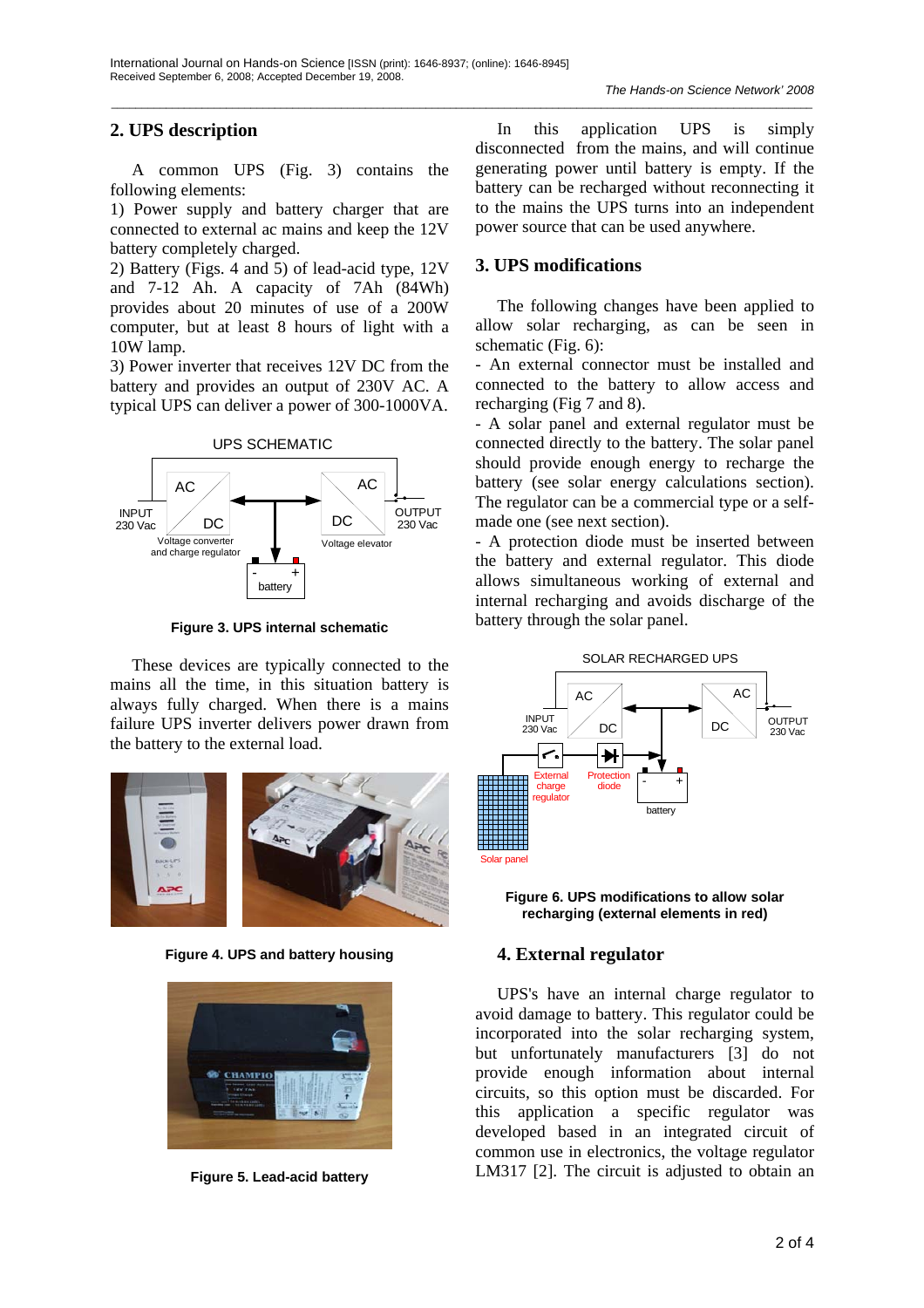## 2. UPS description

A common UPS (Fig. 3) contains the following elements:

1) Power supply and battery charger that are connected to external ac mains and keep the 12V battery completely charged.

2) Battery (Figs. 4 and 5) of lead-acid type, 12V and 7-12 Ah. A capacity of 7Ah (84Wh) provides about 20 minutes of use of a 200W computer, but at least 8 hours of light with a 10W lamp.

3) Power inverter that receives 12V DC from the battery and provides an output of 230V AC. A typical UPS can deliver a power of 300-1000VA.

Figure 3. UPS internal schematic

These devices are typically connected to the mains all the time, in this situation battery is always fully charged. When there is a mains failure UPS inverter delivers power drawn from the battery to the external load.

Figure 4. UPS and battery housing

Figure 5. Lead-acid battery

In this application UPS is simply disconnected from the mains, and will continue generating power until battery is empty. If the battery can be recharged without reconnecting it to the mains the UPS turns into an independent power source that can be used anywhere.

## 3. UPS modifications

The following changes have been applied to allow solar recharging, as can be seen in schematic (Fig. 6):

- An external connector must be installed and connected to the battery to allow access and recharging (Fig 7 and 8).
- A solar panel and external regulator must be connected directly to the battery. The solar panel should provide enough energy to recharge the battery (see solar energy calculations section). The regulator can be a commercial type or a self-made one (see next section).
- A protection diode must be inserted between the battery and external regulator. This diode allows simultaneous working of external and internal recharging and avoids discharge of the battery through the solar panel.

Figure 6. UPS modifications to allow solar recharging (external elements in red)

## 4. External regulator

UPS's have an internal charge regulator to avoid damage to battery. This regulator could be incorporated into the solar recharging system, but unfortunately manufacturers [3] do not provide enough information about internal circuits, so this option must be discarded. For this application a specific regulator was developed based in an integrated circuit of common use in electronics, the voltage regulator LM317 [2]. The circuit is adjusted to obtain an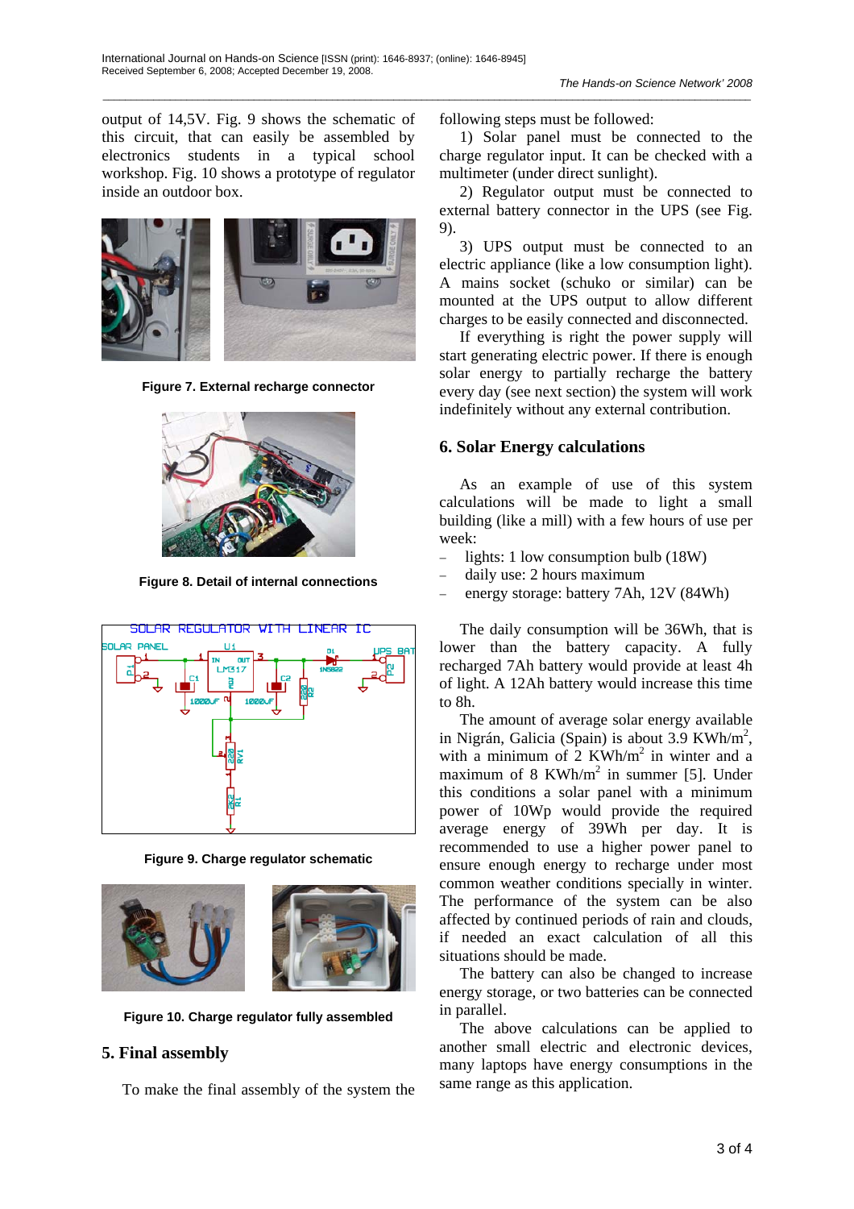output of 14,5V. Fig. 9 shows the schematic of this circuit, that can easily be assembled by electronics students in a typical school workshop. Fig. 10 shows a prototype of regulator inside an outdoor box.

**Figure 7. External recharge connector**

**Figure 8. Detail of internal connections**

**Figure 9. Charge regulator schematic**

**Figure 10. Charge regulator fully assembled**

## 5. Final assembly

To make the final assembly of the system the following steps must be followed:

1) Solar panel must be connected to the charge regulator input. It can be checked with a multimeter (under direct sunlight).

2) Regulator output must be connected to external battery connector in the UPS (see Fig. 9).

3) UPS output must be connected to an electric appliance (like a low consumption light). A mains socket (schuko or similar) can be mounted at the UPS output to allow different charges to be easily connected and disconnected.

If everything is right the power supply will start generating electric power. If there is enough solar energy to partially recharge the battery every day (see next section) the system will work indefinitely without any external contribution.

## 6. Solar Energy calculations

As an example of use of this system calculations will be made to light a small building (like a mill) with a few hours of use per week:

- lights: 1 low consumption bulb (18W)
- daily use: 2 hours maximum
- energy storage: battery 7Ah, 12V (84Wh)

The daily consumption will be 36Wh, that is lower than the battery capacity. A fully recharged 7Ah battery would provide at least 4h of light. A 12Ah battery would increase this time to 8h.

The amount of average solar energy available in Nigrán, Galicia (Spain) is about 3.9 $KWh/m^2$, with a minimum of 2 $KWh/m^2$ in winter and a maximum of 8 $KWh/m^2$ in summer [5]. Under this conditions a solar panel with a minimum power of 10Wp would provide the required average energy of 39Wh per day. It is recommended to use a higher power panel to ensure enough energy to recharge under most common weather conditions specially in winter. The performance of the system can be also affected by continued periods of rain and clouds, if needed an exact calculation of all this situations should be made.

The battery can also be changed to increase energy storage, or two batteries can be connected in parallel.

The above calculations can be applied to another small electric and electronic devices, many laptops have energy consumptions in the same range as this application.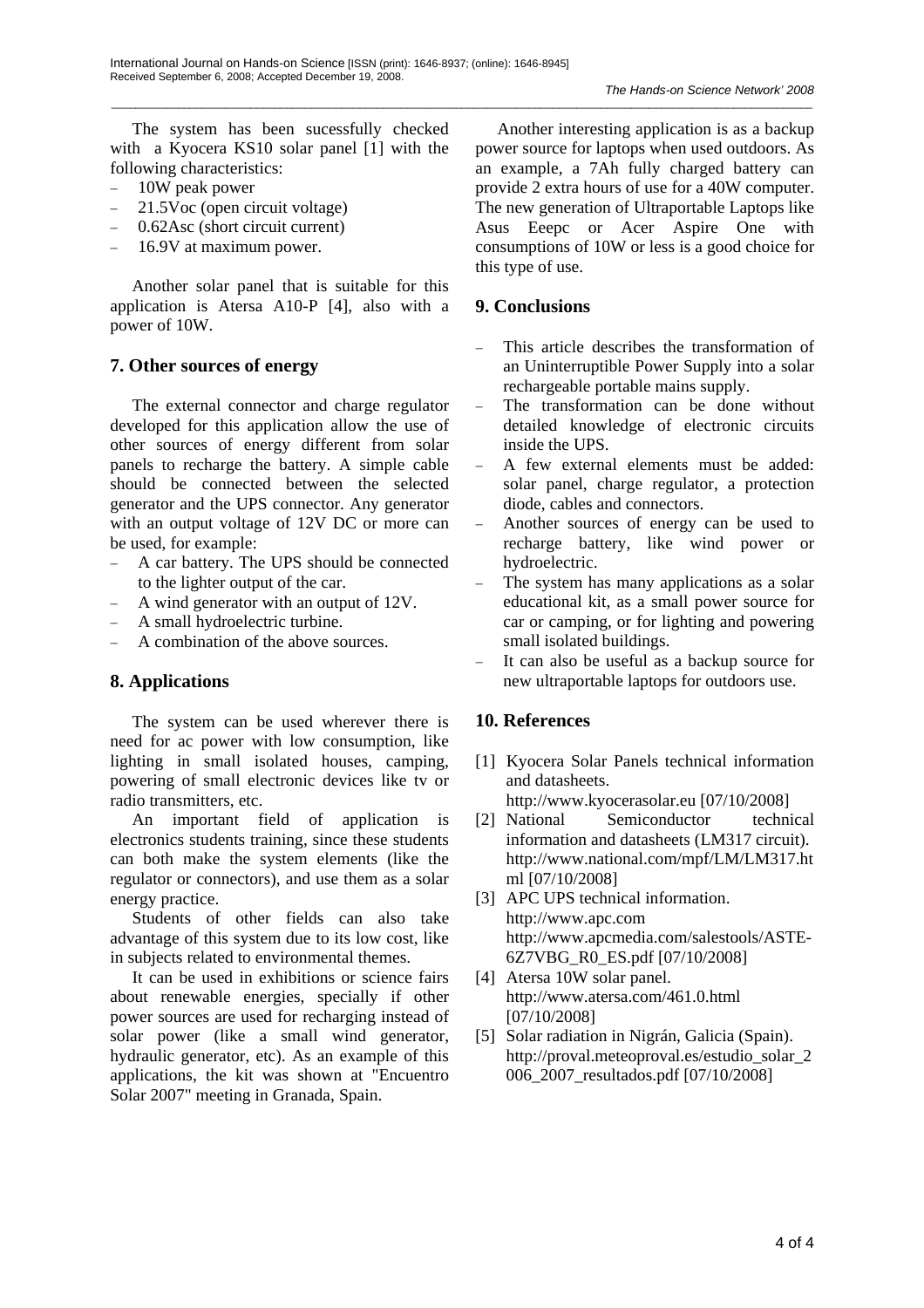The system has been sucessfully checked with a Kyocera KS10 solar panel [1] with the following characteristics:

- 10W peak power
- 21.5Voc (open circuit voltage)
- 0.62Asc (short circuit current)
- 16.9V at maximum power.

Another solar panel that is suitable for this application is Atersa A10-P [4], also with a power of 10W.

## 7. Other sources of energy

The external connector and charge regulator developed for this application allow the use of other sources of energy different from solar panels to recharge the battery. A simple cable should be connected between the selected generator and the UPS connector. Any generator with an output voltage of 12V DC or more can be used, for example:

- A car battery. The UPS should be connected to the lighter output of the car.
- A wind generator with an output of 12V.
- A small hydroelectric turbine.
- A combination of the above sources.

## 8. Applications

The system can be used wherever there is need for ac power with low consumption, like lighting in small isolated houses, camping, powering of small electronic devices like tv or radio transmitters, etc.

An important field of application is electronics students training, since these students can both make the system elements (like the regulator or connectors), and use them as a solar energy practice.

Students of other fields can also take advantage of this system due to its low cost, like in subjects related to environmental themes.

It can be used in exhibitions or science fairs about renewable energies, specially if other power sources are used for recharging instead of solar power (like a small wind generator, hydraulic generator, etc). As an example of this applications, the kit was shown at "Encuentro Solar 2007" meeting in Granada, Spain.

Another interesting application is as a backup power source for laptops when used outdoors. As an example, a 7Ah fully charged battery can provide 2 extra hours of use for a 40W computer. The new generation of Ultraportable Laptops like Asus Eeepc or Acer Aspire One with consumptions of 10W or less is a good choice for this type of use.

## 9. Conclusions

- This article describes the transformation of an Uninterruptible Power Supply into a solar rechargeable portable mains supply.
- The transformation can be done without detailed knowledge of electronic circuits inside the UPS.
- A few external elements must be added: solar panel, charge regulator, a protection diode, cables and connectors.
- Another sources of energy can be used to recharge battery, like wind power or hydroelectric.
- The system has many applications as a solar educational kit, as a small power source for car or camping, or for lighting and powering small isolated buildings.
- It can also be useful as a backup source for new ultraportable laptops for outdoors use.

## 10. References

[1] Kyocera Solar Panels technical information and datasheets. http://www.kyocerasolar.eu [07/10/2008]

[2] National Semiconductor technical information and datasheets (LM317 circuit). http://www.national.com/mpf/LM/LM317.html [07/10/2008]

[3] APC UPS technical information. http://www.apc.com http://www.apcmedia.com/salestools/ASTE-6Z7VBG_R0_ES.pdf [07/10/2008]

[4] Atersa 10W solar panel. http://www.atersa.com/461.0.html [07/10/2008]

[5] Solar radiation in Nigrán, Galicia (Spain). http://proval.meteoproval.es/estudio_solar_2006_2007_resultados.pdf [07/10/2008]